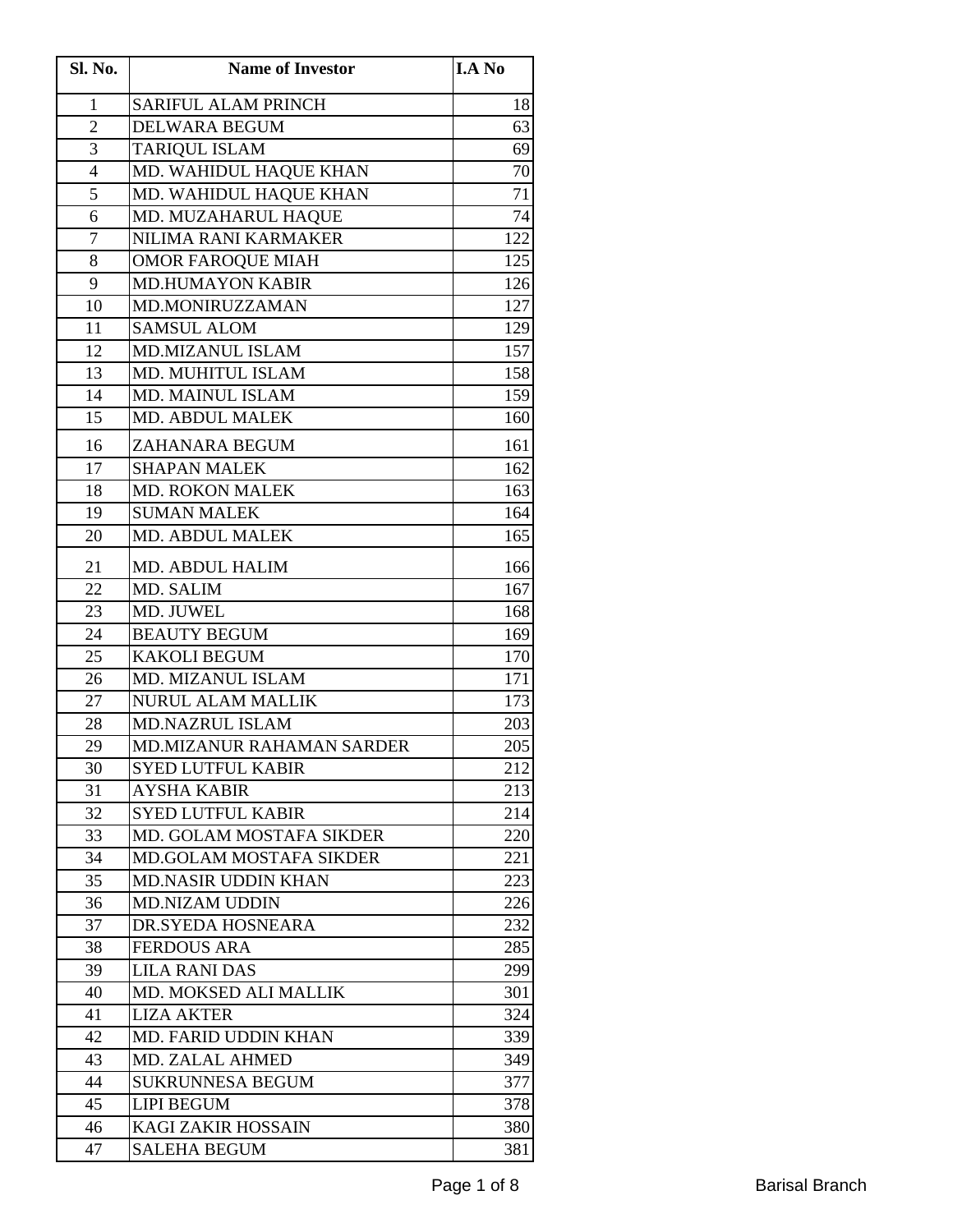| Sl. No. | Name of Investor | I.A No |
|---|---|---|
| 1 | SARIFUL ALAM PRINCH | 18 |
| 2 | DELWARA BEGUM | 63 |
| 3 | TARIQUL ISLAM | 69 |
| 4 | MD. WAHIDUL HAQUE KHAN | 70 |
| 5 | MD. WAHIDUL HAQUE KHAN | 71 |
| 6 | MD. MUZAHARUL HAQUE | 74 |
| 7 | NILIMA RANI KARMAKER | 122 |
| 8 | OMOR FAROQUE MIAH | 125 |
| 9 | MD.HUMAYON KABIR | 126 |
| 10 | MD.MONIRUZZAMAN | 127 |
| 11 | SAMSUL ALOM | 129 |
| 12 | MD.MIZANUL ISLAM | 157 |
| 13 | MD. MUHITUL ISLAM | 158 |
| 14 | MD. MAINUL ISLAM | 159 |
| 15 | MD. ABDUL MALEK | 160 |
| 16 | ZAHANARA BEGUM | 161 |
| 17 | SHAPAN MALEK | 162 |
| 18 | MD. ROKON MALEK | 163 |
| 19 | SUMAN MALEK | 164 |
| 20 | MD. ABDUL MALEK | 165 |
| 21 | MD. ABDUL HALIM | 166 |
| 22 | MD. SALIM | 167 |
| 23 | MD. JUWEL | 168 |
| 24 | BEAUTY BEGUM | 169 |
| 25 | KAKOLI BEGUM | 170 |
| 26 | MD. MIZANUL ISLAM | 171 |
| 27 | NURUL ALAM MALLIK | 173 |
| 28 | MD.NAZRUL ISLAM | 203 |
| 29 | MD.MIZANUR RAHAMAN SARDER | 205 |
| 30 | SYED LUTFUL KABIR | 212 |
| 31 | AYSHA KABIR | 213 |
| 32 | SYED LUTFUL KABIR | 214 |
| 33 | MD. GOLAM MOSTAFA SIKDER | 220 |
| 34 | MD.GOLAM MOSTAFA SIKDER | 221 |
| 35 | MD.NASIR UDDIN KHAN | 223 |
| 36 | MD.NIZAM UDDIN | 226 |
| 37 | DR.SYEDA HOSNEARA | 232 |
| 38 | FERDOUS ARA | 285 |
| 39 | LILA RANI DAS | 299 |
| 40 | MD. MOKSED ALI MALLIK | 301 |
| 41 | LIZA AKTER | 324 |
| 42 | MD. FARID UDDIN KHAN | 339 |
| 43 | MD. ZALAL AHMED | 349 |
| 44 | SUKRUNNESA BEGUM | 377 |
| 45 | LIPI BEGUM | 378 |
| 46 | KAGI ZAKIR HOSSAIN | 380 |
| 47 | SALEHA BEGUM | 381 |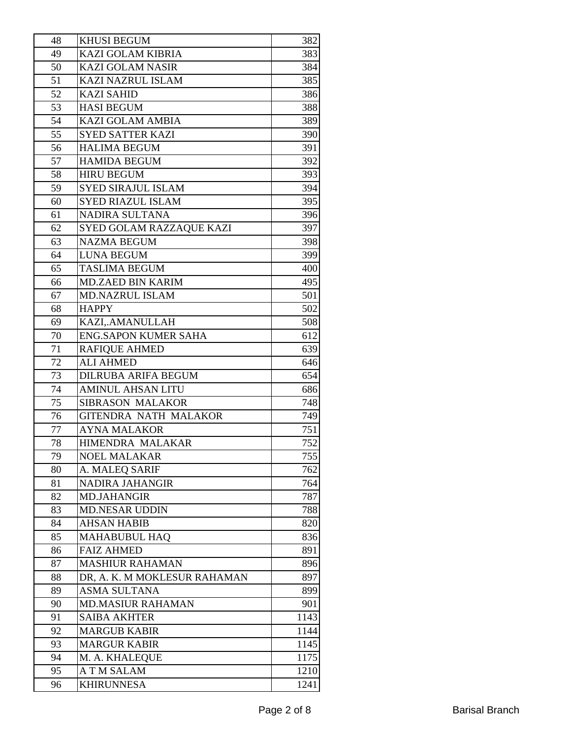| | | |
|---|---|---|
| 48 | KHUSI BEGUM | 382 |
| 49 | KAZI GOLAM KIBRIA | 383 |
| 50 | KAZI GOLAM NASIR | 384 |
| 51 | KAZI NAZRUL ISLAM | 385 |
| 52 | KAZI SAHID | 386 |
| 53 | HASI BEGUM | 388 |
| 54 | KAZI GOLAM AMBIA | 389 |
| 55 | SYED SATTER KAZI | 390 |
| 56 | HALIMA BEGUM | 391 |
| 57 | HAMIDA BEGUM | 392 |
| 58 | HIRU BEGUM | 393 |
| 59 | SYED SIRAJUL ISLAM | 394 |
| 60 | SYED RIAZUL ISLAM | 395 |
| 61 | NADIRA SULTANA | 396 |
| 62 | SYED GOLAM RAZZAQUE KAZI | 397 |
| 63 | NAZMA BEGUM | 398 |
| 64 | LUNA BEGUM | 399 |
| 65 | TASLIMA BEGUM | 400 |
| 66 | MD.ZAED BIN KARIM | 495 |
| 67 | MD.NAZRUL ISLAM | 501 |
| 68 | HAPPY | 502 |
| 69 | KAZI,.AMANULLAH | 508 |
| 70 | ENG.SAPON KUMER SAHA | 612 |
| 71 | RAFIQUE AHMED | 639 |
| 72 | ALI AHMED | 646 |
| 73 | DILRUBA ARIFA BEGUM | 654 |
| 74 | AMINUL AHSAN LITU | 686 |
| 75 | SIBRASON MALAKOR | 748 |
| 76 | GITENDRA NATH MALAKOR | 749 |
| 77 | AYNA MALAKOR | 751 |
| 78 | HIMENDRA MALAKAR | 752 |
| 79 | NOEL MALAKAR | 755 |
| 80 | A. MALEQ SARIF | 762 |
| 81 | NADIRA JAHANGIR | 764 |
| 82 | MD.JAHANGIR | 787 |
| 83 | MD.NESAR UDDIN | 788 |
| 84 | AHSAN HABIB | 820 |
| 85 | MAHABUBUL HAQ | 836 |
| 86 | FAIZ AHMED | 891 |
| 87 | MASHIUR RAHAMAN | 896 |
| 88 | DR, A. K. M MOKLESUR RAHAMAN | 897 |
| 89 | ASMA SULTANA | 899 |
| 90 | MD.MASIUR RAHAMAN | 901 |
| 91 | SAIBA AKHTER | 1143 |
| 92 | MARGUB KABIR | 1144 |
| 93 | MARGUR KABIR | 1145 |
| 94 | M. A. KHALEQUE | 1175 |
| 95 | A T M SALAM | 1210 |
| 96 | KHIRUNNESA | 1241 |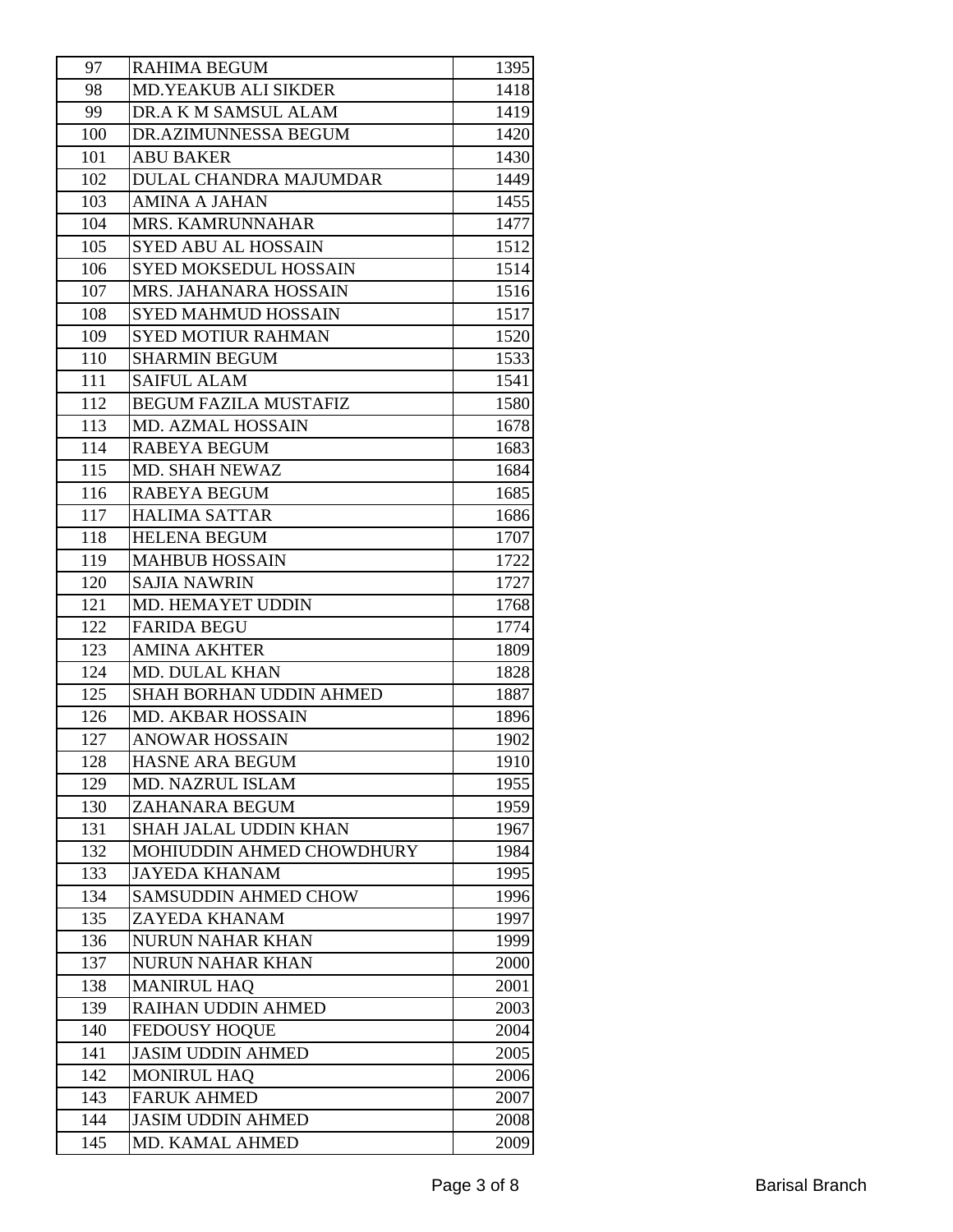| | | |
|---|---|---|
| 97 | RAHIMA BEGUM | 1395 |
| 98 | MD.YEAKUB ALI SIKDER | 1418 |
| 99 | DR.A K M SAMSUL ALAM | 1419 |
| 100 | DR.AZIMUNNESSA BEGUM | 1420 |
| 101 | ABU BAKER | 1430 |
| 102 | DULAL CHANDRA MAJUMDAR | 1449 |
| 103 | AMINA A JAHAN | 1455 |
| 104 | MRS. KAMRUNNAHAR | 1477 |
| 105 | SYED ABU AL HOSSAIN | 1512 |
| 106 | SYED MOKSEDUL HOSSAIN | 1514 |
| 107 | MRS. JAHANARA HOSSAIN | 1516 |
| 108 | SYED MAHMUD HOSSAIN | 1517 |
| 109 | SYED MOTIUR RAHMAN | 1520 |
| 110 | SHARMIN BEGUM | 1533 |
| 111 | SAIFUL ALAM | 1541 |
| 112 | BEGUM FAZILA MUSTAFIZ | 1580 |
| 113 | MD. AZMAL HOSSAIN | 1678 |
| 114 | RABEYA BEGUM | 1683 |
| 115 | MD. SHAH NEWAZ | 1684 |
| 116 | RABEYA BEGUM | 1685 |
| 117 | HALIMA SATTAR | 1686 |
| 118 | HELENA BEGUM | 1707 |
| 119 | MAHBUB HOSSAIN | 1722 |
| 120 | SAJIA NAWRIN | 1727 |
| 121 | MD. HEMAYET UDDIN | 1768 |
| 122 | FARIDA BEGU | 1774 |
| 123 | AMINA AKHTER | 1809 |
| 124 | MD. DULAL KHAN | 1828 |
| 125 | SHAH BORHAN UDDIN AHMED | 1887 |
| 126 | MD. AKBAR HOSSAIN | 1896 |
| 127 | ANOWAR HOSSAIN | 1902 |
| 128 | HASNE ARA BEGUM | 1910 |
| 129 | MD. NAZRUL ISLAM | 1955 |
| 130 | ZAHANARA BEGUM | 1959 |
| 131 | SHAH JALAL UDDIN KHAN | 1967 |
| 132 | MOHIUDDIN AHMED CHOWDHURY | 1984 |
| 133 | JAYEDA KHANAM | 1995 |
| 134 | SAMSUDDIN AHMED CHOW | 1996 |
| 135 | ZAYEDA KHANAM | 1997 |
| 136 | NURUN NAHAR KHAN | 1999 |
| 137 | NURUN NAHAR KHAN | 2000 |
| 138 | MANIRUL HAQ | 2001 |
| 139 | RAIHAN UDDIN AHMED | 2003 |
| 140 | FEDOUSY HOQUE | 2004 |
| 141 | JASIM UDDIN AHMED | 2005 |
| 142 | MONIRUL HAQ | 2006 |
| 143 | FARUK AHMED | 2007 |
| 144 | JASIM UDDIN AHMED | 2008 |
| 145 | MD. KAMAL AHMED | 2009 |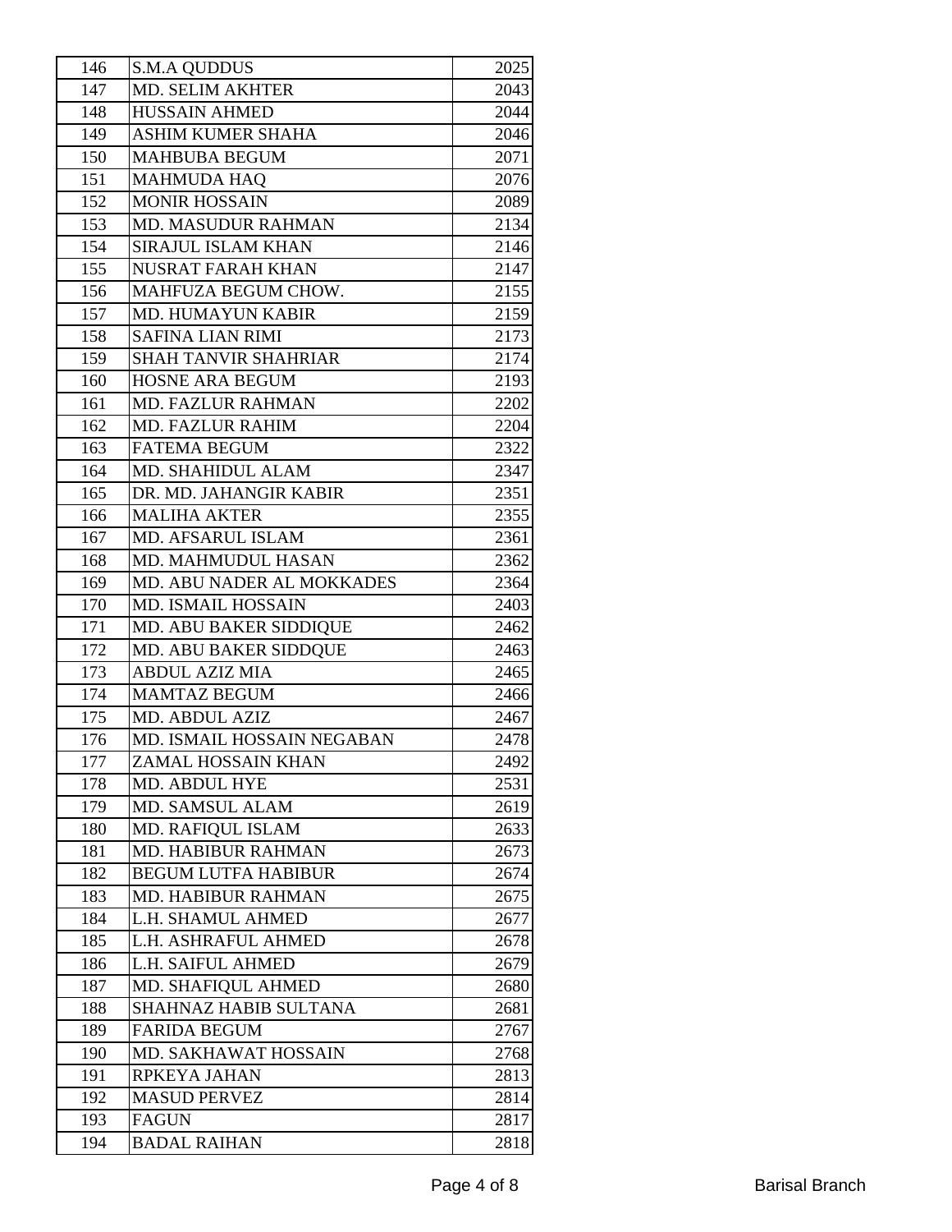| 146 | S.M.A QUDDUS | 2025 |
|---|---|---|
| 147 | MD. SELIM AKHTER | 2043 |
| 148 | HUSSAIN AHMED | 2044 |
| 149 | ASHIM KUMER SHAHA | 2046 |
| 150 | MAHBUBA BEGUM | 2071 |
| 151 | MAHMUDA HAQ | 2076 |
| 152 | MONIR HOSSAIN | 2089 |
| 153 | MD. MASUDUR RAHMAN | 2134 |
| 154 | SIRAJUL ISLAM KHAN | 2146 |
| 155 | NUSRAT FARAH KHAN | 2147 |
| 156 | MAHFUZA BEGUM CHOW. | 2155 |
| 157 | MD. HUMAYUN KABIR | 2159 |
| 158 | SAFINA LIAN RIMI | 2173 |
| 159 | SHAH TANVIR SHAHRIAR | 2174 |
| 160 | HOSNE ARA BEGUM | 2193 |
| 161 | MD. FAZLUR RAHMAN | 2202 |
| 162 | MD. FAZLUR RAHIM | 2204 |
| 163 | FATEMA BEGUM | 2322 |
| 164 | MD. SHAHIDUL ALAM | 2347 |
| 165 | DR. MD. JAHANGIR KABIR | 2351 |
| 166 | MALIHA AKTER | 2355 |
| 167 | MD. AFSARUL ISLAM | 2361 |
| 168 | MD. MAHMUDUL HASAN | 2362 |
| 169 | MD. ABU NADER AL MOKKADES | 2364 |
| 170 | MD. ISMAIL HOSSAIN | 2403 |
| 171 | MD. ABU BAKER SIDDIQUE | 2462 |
| 172 | MD. ABU BAKER SIDDQUE | 2463 |
| 173 | ABDUL AZIZ MIA | 2465 |
| 174 | MAMTAZ BEGUM | 2466 |
| 175 | MD. ABDUL AZIZ | 2467 |
| 176 | MD. ISMAIL HOSSAIN NEGABAN | 2478 |
| 177 | ZAMAL HOSSAIN KHAN | 2492 |
| 178 | MD. ABDUL HYE | 2531 |
| 179 | MD. SAMSUL ALAM | 2619 |
| 180 | MD. RAFIQUL ISLAM | 2633 |
| 181 | MD. HABIBUR RAHMAN | 2673 |
| 182 | BEGUM LUTFA HABIBUR | 2674 |
| 183 | MD. HABIBUR RAHMAN | 2675 |
| 184 | L.H. SHAMUL AHMED | 2677 |
| 185 | L.H. ASHRAFUL AHMED | 2678 |
| 186 | L.H. SAIFUL AHMED | 2679 |
| 187 | MD. SHAFIQUL AHMED | 2680 |
| 188 | SHAHNAZ HABIB SULTANA | 2681 |
| 189 | FARIDA BEGUM | 2767 |
| 190 | MD. SAKHAWAT HOSSAIN | 2768 |
| 191 | RPKEYA JAHAN | 2813 |
| 192 | MASUD PERVEZ | 2814 |
| 193 | FAGUN | 2817 |
| 194 | BADAL RAIHAN | 2818 |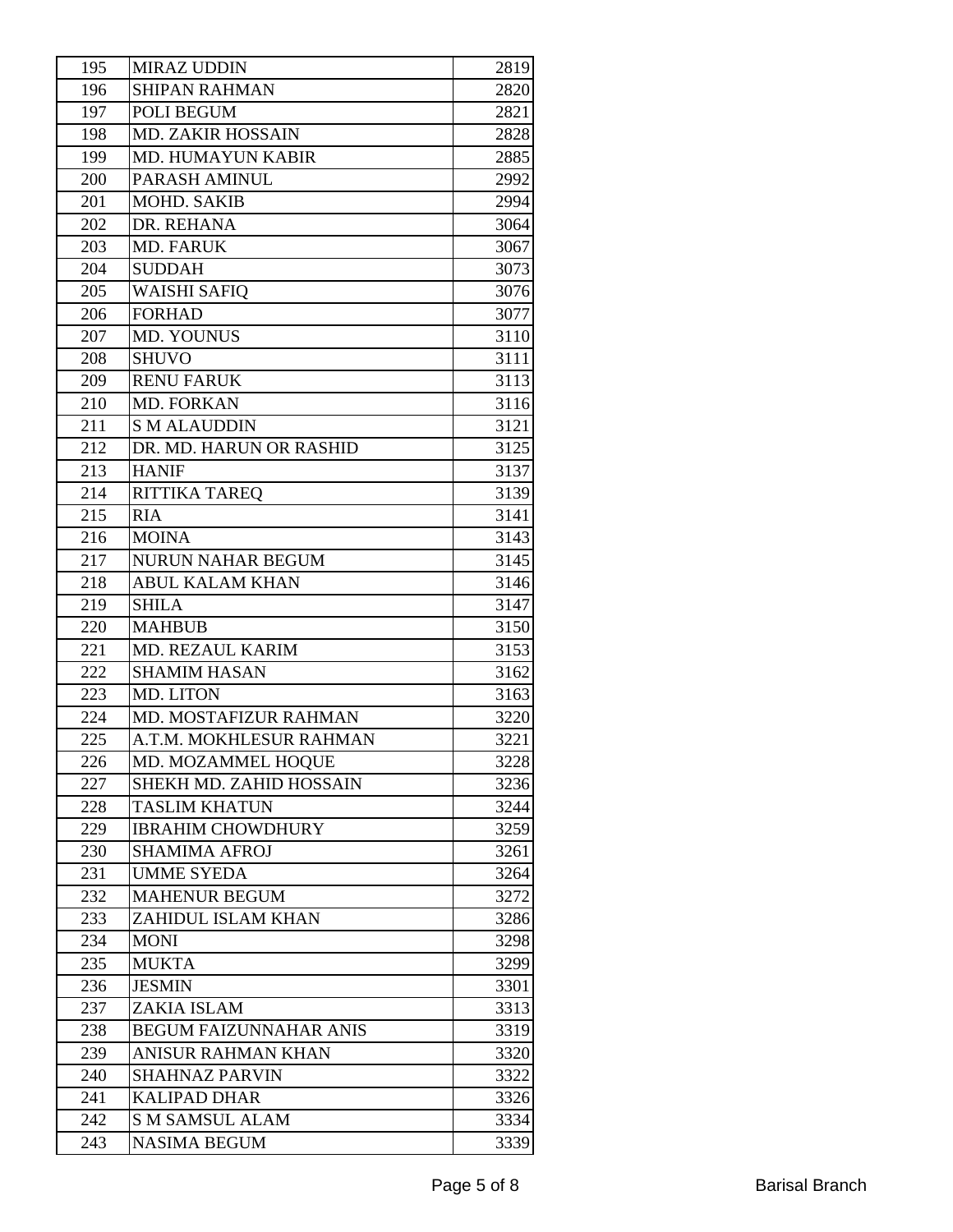| | | |
|---|---|---|
| 195 | MIRAZ UDDIN | 2819 |
| 196 | SHIPAN RAHMAN | 2820 |
| 197 | POLI BEGUM | 2821 |
| 198 | MD. ZAKIR HOSSAIN | 2828 |
| 199 | MD. HUMAYUN KABIR | 2885 |
| 200 | PARASH AMINUL | 2992 |
| 201 | MOHD. SAKIB | 2994 |
| 202 | DR. REHANA | 3064 |
| 203 | MD. FARUK | 3067 |
| 204 | SUDDAH | 3073 |
| 205 | WAISHI SAFIQ | 3076 |
| 206 | FORHAD | 3077 |
| 207 | MD. YOUNUS | 3110 |
| 208 | SHUVO | 3111 |
| 209 | RENU FARUK | 3113 |
| 210 | MD. FORKAN | 3116 |
| 211 | S M ALAUDDIN | 3121 |
| 212 | DR. MD. HARUN OR RASHID | 3125 |
| 213 | HANIF | 3137 |
| 214 | RITTIKA TAREQ | 3139 |
| 215 | RIA | 3141 |
| 216 | MOINA | 3143 |
| 217 | NURUN NAHAR BEGUM | 3145 |
| 218 | ABUL KALAM KHAN | 3146 |
| 219 | SHILA | 3147 |
| 220 | MAHBUB | 3150 |
| 221 | MD. REZAUL KARIM | 3153 |
| 222 | SHAMIM HASAN | 3162 |
| 223 | MD. LITON | 3163 |
| 224 | MD. MOSTAFIZUR RAHMAN | 3220 |
| 225 | A.T.M. MOKHLESUR RAHMAN | 3221 |
| 226 | MD. MOZAMMEL HOQUE | 3228 |
| 227 | SHEKH MD. ZAHID HOSSAIN | 3236 |
| 228 | TASLIM KHATUN | 3244 |
| 229 | IBRAHIM CHOWDHURY | 3259 |
| 230 | SHAMIMA AFROJ | 3261 |
| 231 | UMME SYEDA | 3264 |
| 232 | MAHENUR BEGUM | 3272 |
| 233 | ZAHIDUL ISLAM KHAN | 3286 |
| 234 | MONI | 3298 |
| 235 | MUKTA | 3299 |
| 236 | JESMIN | 3301 |
| 237 | ZAKIA ISLAM | 3313 |
| 238 | BEGUM FAIZUNNAHAR ANIS | 3319 |
| 239 | ANISUR RAHMAN KHAN | 3320 |
| 240 | SHAHNAZ PARVIN | 3322 |
| 241 | KALIPAD DHAR | 3326 |
| 242 | S M SAMSUL ALAM | 3334 |
| 243 | NASIMA BEGUM | 3339 |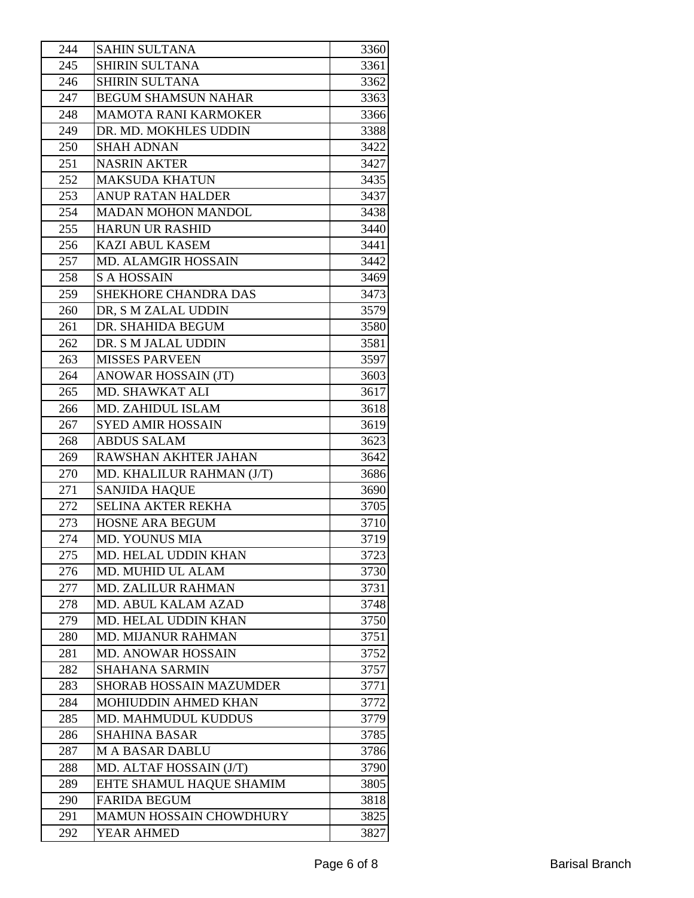| | | |
|---|---|---|
| 244 | SAHIN SULTANA | 3360 |
| 245 | SHIRIN SULTANA | 3361 |
| 246 | SHIRIN SULTANA | 3362 |
| 247 | BEGUM SHAMSUN NAHAR | 3363 |
| 248 | MAMOTA RANI KARMOKER | 3366 |
| 249 | DR. MD. MOKHLES UDDIN | 3388 |
| 250 | SHAH ADNAN | 3422 |
| 251 | NASRIN AKTER | 3427 |
| 252 | MAKSUDA KHATUN | 3435 |
| 253 | ANUP RATAN HALDER | 3437 |
| 254 | MADAN MOHON MANDOL | 3438 |
| 255 | HARUN UR RASHID | 3440 |
| 256 | KAZI ABUL KASEM | 3441 |
| 257 | MD. ALAMGIR HOSSAIN | 3442 |
| 258 | S A HOSSAIN | 3469 |
| 259 | SHEKHORE CHANDRA DAS | 3473 |
| 260 | DR, S M ZALAL UDDIN | 3579 |
| 261 | DR. SHAHIDA BEGUM | 3580 |
| 262 | DR. S M JALAL UDDIN | 3581 |
| 263 | MISSES PARVEEN | 3597 |
| 264 | ANOWAR HOSSAIN (JT) | 3603 |
| 265 | MD. SHAWKAT ALI | 3617 |
| 266 | MD. ZAHIDUL ISLAM | 3618 |
| 267 | SYED AMIR HOSSAIN | 3619 |
| 268 | ABDUS SALAM | 3623 |
| 269 | RAWSHAN AKHTER JAHAN | 3642 |
| 270 | MD. KHALILUR RAHMAN (J/T) | 3686 |
| 271 | SANJIDA HAQUE | 3690 |
| 272 | SELINA AKTER REKHA | 3705 |
| 273 | HOSNE ARA BEGUM | 3710 |
| 274 | MD. YOUNUS MIA | 3719 |
| 275 | MD. HELAL UDDIN KHAN | 3723 |
| 276 | MD. MUHID UL ALAM | 3730 |
| 277 | MD. ZALILUR RAHMAN | 3731 |
| 278 | MD. ABUL KALAM AZAD | 3748 |
| 279 | MD. HELAL UDDIN KHAN | 3750 |
| 280 | MD. MIJANUR RAHMAN | 3751 |
| 281 | MD. ANOWAR HOSSAIN | 3752 |
| 282 | SHAHANA SARMIN | 3757 |
| 283 | SHORAB HOSSAIN MAZUMDER | 3771 |
| 284 | MOHIUDDIN AHMED KHAN | 3772 |
| 285 | MD. MAHMUDUL KUDDUS | 3779 |
| 286 | SHAHINA BASAR | 3785 |
| 287 | M A BASAR DABLU | 3786 |
| 288 | MD. ALTAF HOSSAIN (J/T) | 3790 |
| 289 | EHTE SHAMUL HAQUE SHAMIM | 3805 |
| 290 | FARIDA BEGUM | 3818 |
| 291 | MAMUN HOSSAIN CHOWDHURY | 3825 |
| 292 | YEAR AHMED | 3827 |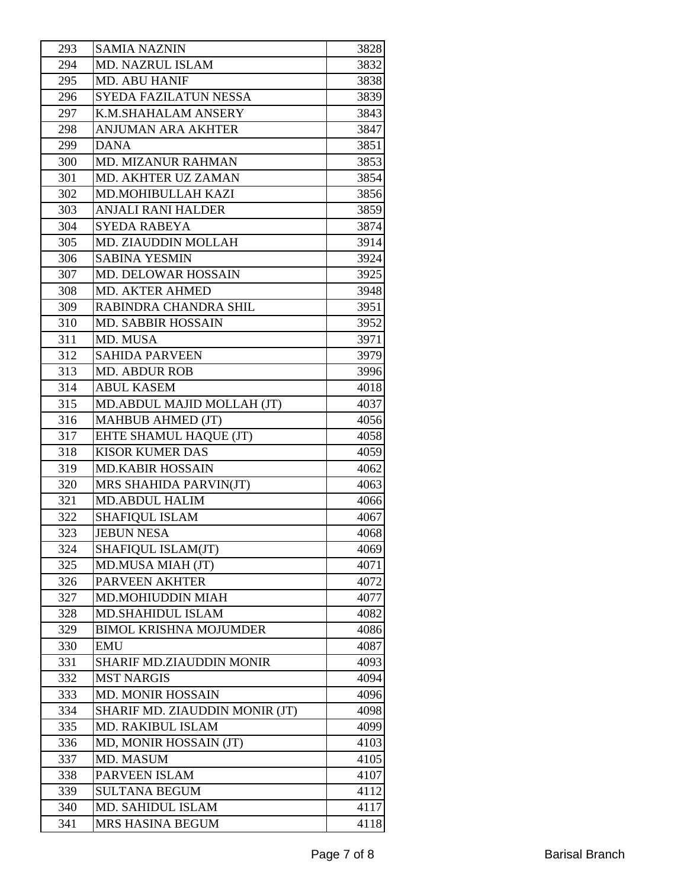| | | |
|---|---|---|
| 293 | SAMIA NAZNIN | 3828 |
| 294 | MD. NAZRUL ISLAM | 3832 |
| 295 | MD. ABU HANIF | 3838 |
| 296 | SYEDA FAZILATUN NESSA | 3839 |
| 297 | K.M.SHAHALAM ANSERY | 3843 |
| 298 | ANJUMAN ARA AKHTER | 3847 |
| 299 | DANA | 3851 |
| 300 | MD. MIZANUR RAHMAN | 3853 |
| 301 | MD. AKHTER UZ ZAMAN | 3854 |
| 302 | MD.MOHIBULLAH KAZI | 3856 |
| 303 | ANJALI RANI HALDER | 3859 |
| 304 | SYEDA RABEYA | 3874 |
| 305 | MD. ZIAUDDIN MOLLAH | 3914 |
| 306 | SABINA YESMIN | 3924 |
| 307 | MD. DELOWAR HOSSAIN | 3925 |
| 308 | MD. AKTER AHMED | 3948 |
| 309 | RABINDRA CHANDRA SHIL | 3951 |
| 310 | MD. SABBIR HOSSAIN | 3952 |
| 311 | MD. MUSA | 3971 |
| 312 | SAHIDA PARVEEN | 3979 |
| 313 | MD. ABDUR ROB | 3996 |
| 314 | ABUL KASEM | 4018 |
| 315 | MD.ABDUL MAJID MOLLAH (JT) | 4037 |
| 316 | MAHBUB AHMED (JT) | 4056 |
| 317 | EHTE SHAMUL HAQUE (JT) | 4058 |
| 318 | KISOR KUMER DAS | 4059 |
| 319 | MD.KABIR HOSSAIN | 4062 |
| 320 | MRS SHAHIDA PARVIN(JT) | 4063 |
| 321 | MD.ABDUL HALIM | 4066 |
| 322 | SHAFIQUL ISLAM | 4067 |
| 323 | JEBUN NESA | 4068 |
| 324 | SHAFIQUL ISLAM(JT) | 4069 |
| 325 | MD.MUSA MIAH (JT) | 4071 |
| 326 | PARVEEN AKHTER | 4072 |
| 327 | MD.MOHIUDDIN MIAH | 4077 |
| 328 | MD.SHAHIDUL ISLAM | 4082 |
| 329 | BIMOL KRISHNA MOJUMDER | 4086 |
| 330 | EMU | 4087 |
| 331 | SHARIF MD.ZIAUDDIN MONIR | 4093 |
| 332 | MST NARGIS | 4094 |
| 333 | MD. MONIR HOSSAIN | 4096 |
| 334 | SHARIF MD. ZIAUDDIN MONIR (JT) | 4098 |
| 335 | MD. RAKIBUL ISLAM | 4099 |
| 336 | MD, MONIR HOSSAIN (JT) | 4103 |
| 337 | MD. MASUM | 4105 |
| 338 | PARVEEN ISLAM | 4107 |
| 339 | SULTANA BEGUM | 4112 |
| 340 | MD. SAHIDUL ISLAM | 4117 |
| 341 | MRS HASINA BEGUM | 4118 |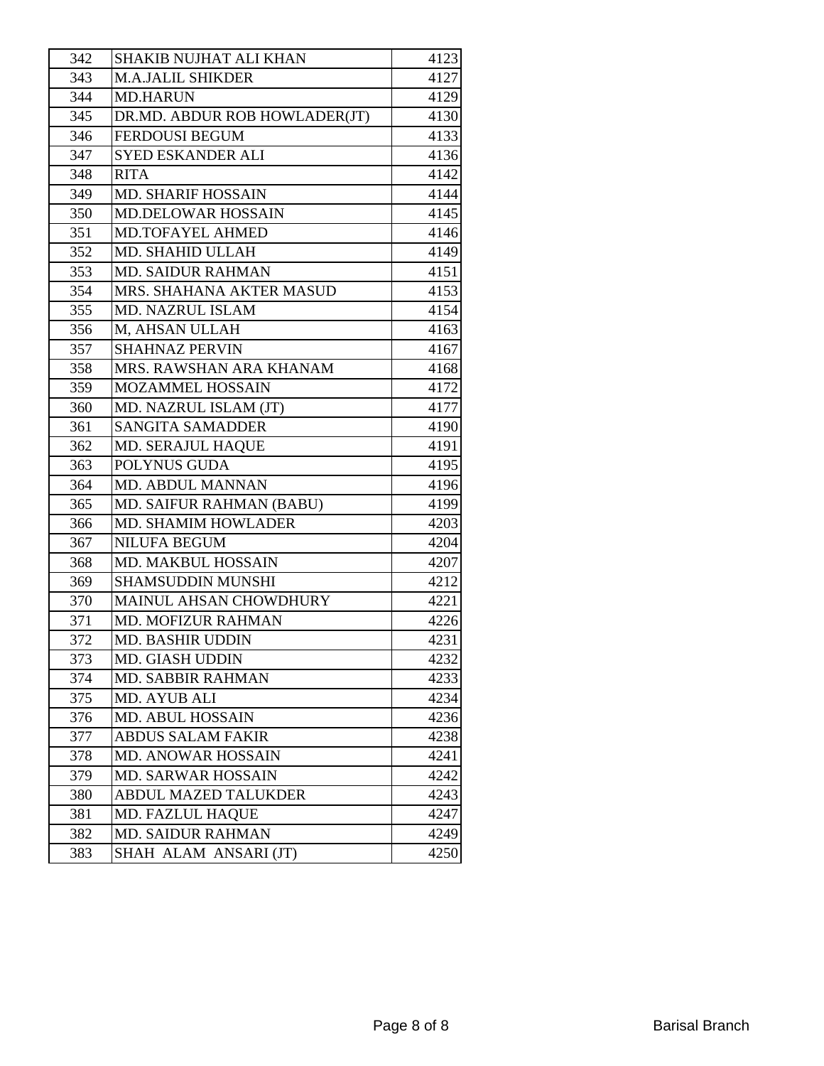| | | |
|---|---|---|
| 342 | SHAKIB NUJHAT ALI KHAN | 4123 |
| 343 | M.A.JALIL SHIKDER | 4127 |
| 344 | MD.HARUN | 4129 |
| 345 | DR.MD. ABDUR ROB HOWLADER(JT) | 4130 |
| 346 | FERDOUSI BEGUM | 4133 |
| 347 | SYED ESKANDER ALI | 4136 |
| 348 | RITA | 4142 |
| 349 | MD. SHARIF HOSSAIN | 4144 |
| 350 | MD.DELOWAR HOSSAIN | 4145 |
| 351 | MD.TOFAYEL AHMED | 4146 |
| 352 | MD. SHAHID ULLAH | 4149 |
| 353 | MD. SAIDUR RAHMAN | 4151 |
| 354 | MRS. SHAHANA AKTER MASUD | 4153 |
| 355 | MD. NAZRUL ISLAM | 4154 |
| 356 | M, AHSAN ULLAH | 4163 |
| 357 | SHAHNAZ PERVIN | 4167 |
| 358 | MRS. RAWSHAN ARA KHANAM | 4168 |
| 359 | MOZAMMEL HOSSAIN | 4172 |
| 360 | MD. NAZRUL ISLAM (JT) | 4177 |
| 361 | SANGITA SAMADDER | 4190 |
| 362 | MD. SERAJUL HAQUE | 4191 |
| 363 | POLYNUS GUDA | 4195 |
| 364 | MD. ABDUL MANNAN | 4196 |
| 365 | MD. SAIFUR RAHMAN (BABU) | 4199 |
| 366 | MD. SHAMIM HOWLADER | 4203 |
| 367 | NILUFA BEGUM | 4204 |
| 368 | MD. MAKBUL HOSSAIN | 4207 |
| 369 | SHAMSUDDIN MUNSHI | 4212 |
| 370 | MAINUL AHSAN CHOWDHURY | 4221 |
| 371 | MD. MOFIZUR RAHMAN | 4226 |
| 372 | MD. BASHIR UDDIN | 4231 |
| 373 | MD. GIASH UDDIN | 4232 |
| 374 | MD. SABBIR RAHMAN | 4233 |
| 375 | MD. AYUB ALI | 4234 |
| 376 | MD. ABUL HOSSAIN | 4236 |
| 377 | ABDUS SALAM FAKIR | 4238 |
| 378 | MD. ANOWAR HOSSAIN | 4241 |
| 379 | MD. SARWAR HOSSAIN | 4242 |
| 380 | ABDUL MAZED TALUKDER | 4243 |
| 381 | MD. FAZLUL HAQUE | 4247 |
| 382 | MD. SAIDUR RAHMAN | 4249 |
| 383 | SHAH ALAM ANSARI (JT) | 4250 |